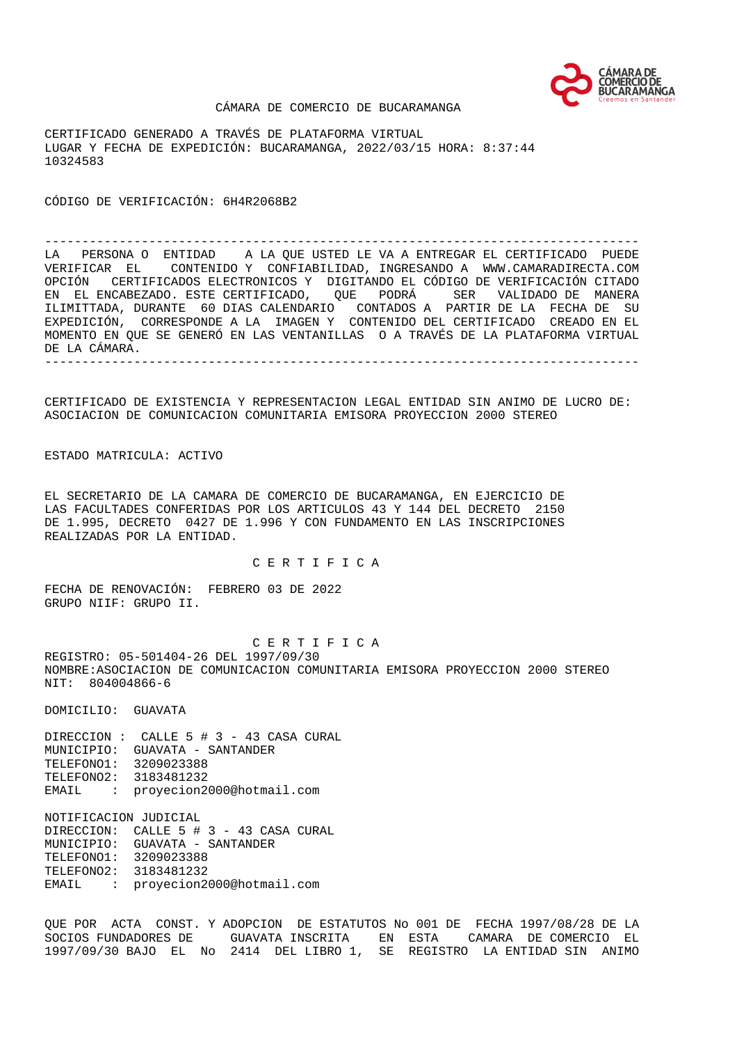CÁMARA DE COMERCIO DE BUCARAMANGA

CERTIFICADO GENERADO A TRAVÉS DE PLATAFORMA VIRTUAL
LUGAR Y FECHA DE EXPEDICIÓN: BUCARAMANGA, 2022/03/15 HORA: 8:37:44
10324583

CÓDIGO DE VERIFICACIÓN: 6H4R2068B2

---

LA PERSONA O ENTIDAD A LA QUE USTED LE VA A ENTREGAR EL CERTIFICADO PUEDE VERIFICAR EL CONTENIDO Y CONFIABILIDAD, INGRESANDO A WWW.CAMARADIRECTA.COM OPCIÓN CERTIFICADOS ELECTRONICOS Y DIGITANDO EL CÓDIGO DE VERIFICACIÓN CITADO EN EL ENCABEZADO. ESTE CERTIFICADO, QUE PODRÁ SER VALIDADO DE MANERA ILIMITTADA, DURANTE 60 DIAS CALENDARIO CONTADOS A PARTIR DE LA FECHA DE SU EXPEDICIÓN, CORRESPONDE A LA IMAGEN Y CONTENIDO DEL CERTIFICADO CREADO EN EL MOMENTO EN QUE SE GENERÓ EN LAS VENTANILLAS O A TRAVÉS DE LA PLATAFORMA VIRTUAL DE LA CÁMARA.

---

CERTIFICADO DE EXISTENCIA Y REPRESENTACION LEGAL ENTIDAD SIN ANIMO DE LUCRO DE:
ASOCIACION DE COMUNICACION COMUNITARIA EMISORA PROYECCION 2000 STEREO

ESTADO MATRICULA: ACTIVO

EL SECRETARIO DE LA CAMARA DE COMERCIO DE BUCARAMANGA, EN EJERCICIO DE LAS FACULTADES CONFERIDAS POR LOS ARTICULOS 43 Y 144 DEL DECRETO 2150 DE 1.995, DECRETO 0427 DE 1.996 Y CON FUNDAMENTO EN LAS INSCRIPCIONES REALIZADAS POR LA ENTIDAD.

C E R T I F I C A

FECHA DE RENOVACIÓN: FEBRERO 03 DE 2022
GRUPO NIIF: GRUPO II.

C E R T I F I C A

REGISTRO: 05-501404-26 DEL 1997/09/30
NOMBRE:ASOCIACION DE COMUNICACION COMUNITARIA EMISORA PROYECCION 2000 STEREO
NIT: 804004866-6

DOMICILIO: GUAVATA

DIRECCION : CALLE 5 # 3 - 43 CASA CURAL
MUNICIPIO: GUAVATA - SANTANDER
TELEFONO1: 3209023388
TELEFONO2: 3183481232
EMAIL : proyecion2000@hotmail.com

NOTIFICACION JUDICIAL
DIRECCION: CALLE 5 # 3 - 43 CASA CURAL
MUNICIPIO: GUAVATA - SANTANDER
TELEFONO1: 3209023388
TELEFONO2: 3183481232
EMAIL : proyecion2000@hotmail.com

QUE POR ACTA CONST. Y ADOPCION DE ESTATUTOS No 001 DE FECHA 1997/08/28 DE LA SOCIOS FUNDADORES DE GUAVATA INSCRITA EN ESTA CAMARA DE COMERCIO EL 1997/09/30 BAJO EL No 2414 DEL LIBRO 1, SE REGISTRO LA ENTIDAD SIN ANIMO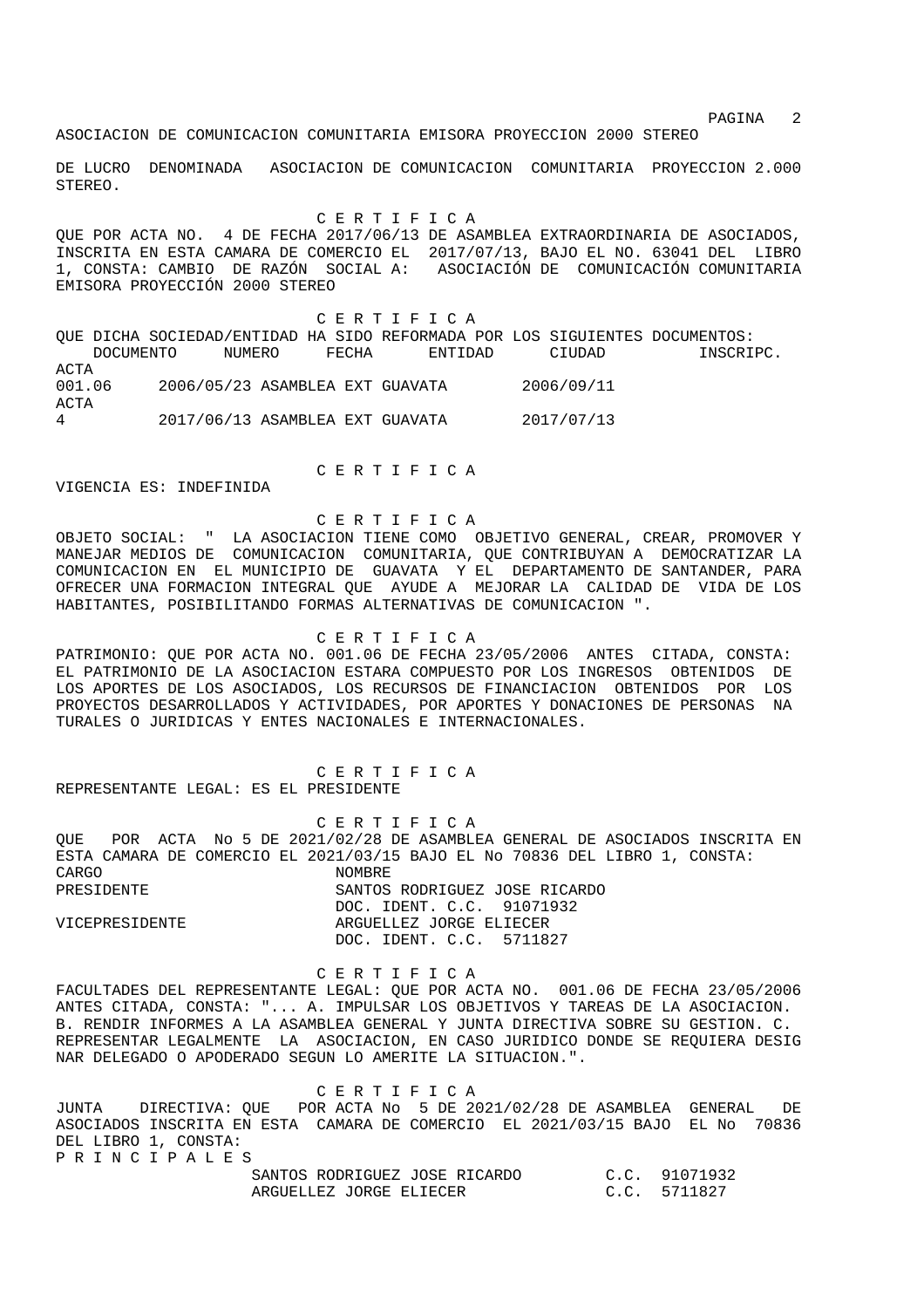DE LUCRO DENOMINADA ASOCIACION DE COMUNICACION COMUNITARIA PROYECCION 2.000 STEREO.

C E R T I F I C A

QUE POR ACTA NO. 4 DE FECHA 2017/06/13 DE ASAMBLEA EXTRAORDINARIA DE ASOCIADOS, INSCRITA EN ESTA CAMARA DE COMERCIO EL 2017/07/13, BAJO EL NO. 63041 DEL LIBRO 1, CONSTA: CAMBIO DE RAZÓN SOCIAL A: ASOCIACIÓN DE COMUNICACIÓN COMUNITARIA EMISORA PROYECCIÓN 2000 STEREO

C E R T I F I C A

QUE DICHA SOCIEDAD/ENTIDAD HA SIDO REFORMADA POR LOS SIGUIENTES DOCUMENTOS:

| DOCUMENTO | NUMERO | FECHA | ENTIDAD | CIUDAD | INSCRIPC. |
|---|---|---|---|---|---|
| ACTA | 001.06 | 2006/05/23 | ASAMBLEA EXT | GUAVATA | 2006/09/11 |
| ACTA | 4 | 2017/06/13 | ASAMBLEA EXT | GUAVATA | 2017/07/13 |

C E R T I F I C A

VIGENCIA ES: INDEFINIDA

C E R T I F I C A

OBJETO SOCIAL: " LA ASOCIACION TIENE COMO OBJETIVO GENERAL, CREAR, PROMOVER Y MANEJAR MEDIOS DE COMUNICACION COMUNITARIA, QUE CONTRIBUYAN A DEMOCRATIZAR LA COMUNICACION EN EL MUNICIPIO DE GUAVATA Y EL DEPARTAMENTO DE SANTANDER, PARA OFRECER UNA FORMACION INTEGRAL QUE AYUDE A MEJORAR LA CALIDAD DE VIDA DE LOS HABITANTES, POSIBILITANDO FORMAS ALTERNATIVAS DE COMUNICACION ".

C E R T I F I C A

PATRIMONIO: QUE POR ACTA NO. 001.06 DE FECHA 23/05/2006 ANTES CITADA, CONSTA: EL PATRIMONIO DE LA ASOCIACION ESTARA COMPUESTO POR LOS INGRESOS OBTENIDOS DE LOS APORTES DE LOS ASOCIADOS, LOS RECURSOS DE FINANCIACION OBTENIDOS POR LOS PROYECTOS DESARROLLADOS Y ACTIVIDADES, POR APORTES Y DONACIONES DE PERSONAS NA TURALES O JURIDICAS Y ENTES NACIONALES E INTERNACIONALES.

C E R T I F I C A

REPRESENTANTE LEGAL: ES EL PRESIDENTE

C E R T I F I C A

QUE POR ACTA No 5 DE 2021/02/28 DE ASAMBLEA GENERAL DE ASOCIADOS INSCRITA EN ESTA CAMARA DE COMERCIO EL 2021/03/15 BAJO EL No 70836 DEL LIBRO 1, CONSTA:

| CARGO | NOMBRE |
|---|---|
| PRESIDENTE | SANTOS RODRIGUEZ JOSE RICARDO<br>DOC. IDENT. C.C. 91071932 |
| VICEPRESIDENTE | ARGUELLEZ JORGE ELIECER<br>DOC. IDENT. C.C. 5711827 |

C E R T I F I C A

FACULTADES DEL REPRESENTANTE LEGAL: QUE POR ACTA NO. 001.06 DE FECHA 23/05/2006 ANTES CITADA, CONSTA: "... A. IMPULSAR LOS OBJETIVOS Y TAREAS DE LA ASOCIACION. B. RENDIR INFORMES A LA ASAMBLEA GENERAL Y JUNTA DIRECTIVA SOBRE SU GESTION. C. REPRESENTAR LEGALMENTE LA ASOCIACION, EN CASO JURIDICO DONDE SE REQUIERA DESIG NAR DELEGADO O APODERADO SEGUN LO AMERITE LA SITUACION.".

C E R T I F I C A

JUNTA DIRECTIVA: QUE POR ACTA No 5 DE 2021/02/28 DE ASAMBLEA GENERAL DE ASOCIADOS INSCRITA EN ESTA CAMARA DE COMERCIO EL 2021/03/15 BAJO EL No 70836 DEL LIBRO 1, CONSTA:

P R I N C I P A L E S

| NOMBRE | IDENTIFICACIÓN |
|---|---|
| SANTOS RODRIGUEZ JOSE RICARDO | C.C. 91071932 |
| ARGUELLEZ JORGE ELIECER | C.C. 5711827 |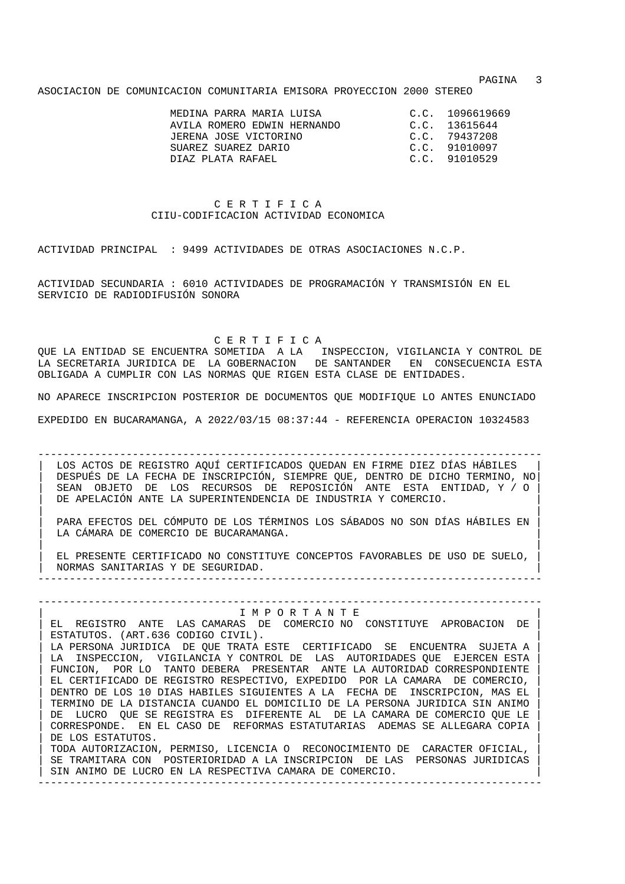ASOCIACION DE COMUNICACION COMUNITARIA EMISORA PROYECCION 2000 STEREO

| | |
|---|---|
| MEDINA PARRA MARIA LUISA | C.C. 1096619669 |
| AVILA ROMERO EDWIN HERNANDO | C.C. 13615644 |
| JERENA JOSE VICTORINO | C.C. 79437208 |
| SUAREZ SUAREZ DARIO | C.C. 91010097 |
| DIAZ PLATA RAFAEL | C.C. 91010529 |

## C E R T I F I C A

### CIIU-CODIFICACION ACTIVIDAD ECONOMICA

ACTIVIDAD PRINCIPAL : 9499 ACTIVIDADES DE OTRAS ASOCIACIONES N.C.P.

ACTIVIDAD SECUNDARIA : 6010 ACTIVIDADES DE PROGRAMACIÓN Y TRANSMISIÓN EN EL SERVICIO DE RADIODIFUSIÓN SONORA

## C E R T I F I C A

QUE LA ENTIDAD SE ENCUENTRA SOMETIDA A LA INSPECCION, VIGILANCIA Y CONTROL DE LA SECRETARIA JURIDICA DE LA GOBERNACION DE SANTANDER EN CONSECUENCIA ESTA OBLIGADA A CUMPLIR CON LAS NORMAS QUE RIGEN ESTA CLASE DE ENTIDADES.

NO APARECE INSCRIPCION POSTERIOR DE DOCUMENTOS QUE MODIFIQUE LO ANTES ENUNCIADO

EXPEDIDO EN BUCARAMANGA, A 2022/03/15 08:37:44 - REFERENCIA OPERACION 10324583

---

LOS ACTOS DE REGISTRO AQUÍ CERTIFICADOS QUEDAN EN FIRME DIEZ DÍAS HÁBILES DESPUÉS DE LA FECHA DE INSCRIPCIÓN, SIEMPRE QUE, DENTRO DE DICHO TERMINO, NO SEAN OBJETO DE LOS RECURSOS DE REPOSICIÓN ANTE ESTA ENTIDAD, Y / O DE APELACIÓN ANTE LA SUPERINTENDENCIA DE INDUSTRIA Y COMERCIO.

PARA EFECTOS DEL CÓMPUTO DE LOS TÉRMINOS LOS SÁBADOS NO SON DÍAS HÁBILES EN LA CÁMARA DE COMERCIO DE BUCARAMANGA.

EL PRESENTE CERTIFICADO NO CONSTITUYE CONCEPTOS FAVORABLES DE USO DE SUELO, NORMAS SANITARIAS Y DE SEGURIDAD.

---

## I M P O R T A N T E

EL REGISTRO ANTE LAS CAMARAS DE COMERCIO NO CONSTITUYE APROBACION DE ESTATUTOS. (ART.636 CODIGO CIVIL).

LA PERSONA JURIDICA DE QUE TRATA ESTE CERTIFICADO SE ENCUENTRA SUJETA A LA INSPECCION, VIGILANCIA Y CONTROL DE LAS AUTORIDADES QUE EJERCEN ESTA FUNCION, POR LO TANTO DEBERA PRESENTAR ANTE LA AUTORIDAD CORRESPONDIENTE EL CERTIFICADO DE REGISTRO RESPECTIVO, EXPEDIDO POR LA CAMARA DE COMERCIO, DENTRO DE LOS 10 DIAS HABILES SIGUIENTES A LA FECHA DE INSCRIPCION, MAS EL TERMINO DE LA DISTANCIA CUANDO EL DOMICILIO DE LA PERSONA JURIDICA SIN ANIMO DE LUCRO QUE SE REGISTRA ES DIFERENTE AL DE LA CAMARA DE COMERCIO QUE LE CORRESPONDE. EN EL CASO DE REFORMAS ESTATUTARIAS ADEMAS SE ALLEGARA COPIA DE LOS ESTATUTOS.

TODA AUTORIZACION, PERMISO, LICENCIA O RECONOCIMIENTO DE CARACTER OFICIAL, SE TRAMITARA CON POSTERIORIDAD A LA INSCRIPCION DE LAS PERSONAS JURIDICAS SIN ANIMO DE LUCRO EN LA RESPECTIVA CAMARA DE COMERCIO.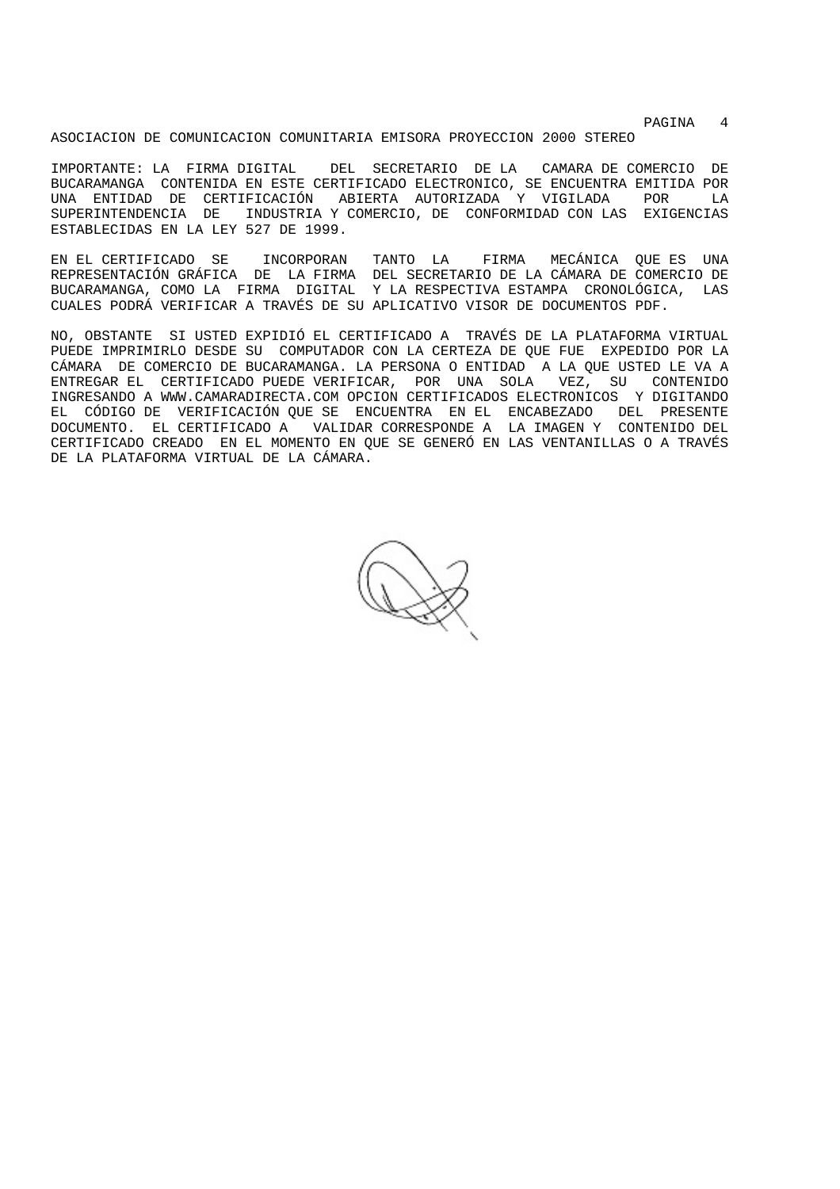ASOCIACION DE COMUNICACION COMUNITARIA EMISORA PROYECCION 2000 STEREO

IMPORTANTE: LA FIRMA DIGITAL DEL SECRETARIO DE LA CAMARA DE COMERCIO DE BUCARAMANGA CONTENIDA EN ESTE CERTIFICADO ELECTRONICO, SE ENCUENTRA EMITIDA POR UNA ENTIDAD DE CERTIFICACIÓN ABIERTA AUTORIZADA Y VIGILADA POR LA SUPERINTENDENCIA DE INDUSTRIA Y COMERCIO, DE CONFORMIDAD CON LAS EXIGENCIAS ESTABLECIDAS EN LA LEY 527 DE 1999.

EN EL CERTIFICADO SE INCORPORAN TANTO LA FIRMA MECÁNICA QUE ES UNA REPRESENTACIÓN GRÁFICA DE LA FIRMA DEL SECRETARIO DE LA CÁMARA DE COMERCIO DE BUCARAMANGA, COMO LA FIRMA DIGITAL Y LA RESPECTIVA ESTAMPA CRONOLÓGICA, LAS CUALES PODRÁ VERIFICAR A TRAVÉS DE SU APLICATIVO VISOR DE DOCUMENTOS PDF.

NO, OBSTANTE SI USTED EXPIDIÓ EL CERTIFICADO A TRAVÉS DE LA PLATAFORMA VIRTUAL PUEDE IMPRIMIRLO DESDE SU COMPUTADOR CON LA CERTEZA DE QUE FUE EXPEDIDO POR LA CÁMARA DE COMERCIO DE BUCARAMANGA. LA PERSONA O ENTIDAD A LA QUE USTED LE VA A ENTREGAR EL CERTIFICADO PUEDE VERIFICAR, POR UNA SOLA VEZ, SU CONTENIDO INGRESANDO A WWW.CAMARADIRECTA.COM OPCION CERTIFICADOS ELECTRONICOS Y DIGITANDO EL CÓDIGO DE VERIFICACIÓN QUE SE ENCUENTRA EN EL ENCABEZADO DEL PRESENTE DOCUMENTO. EL CERTIFICADO A VALIDAR CORRESPONDE A LA IMAGEN Y CONTENIDO DEL CERTIFICADO CREADO EN EL MOMENTO EN QUE SE GENERÓ EN LAS VENTANILLAS O A TRAVÉS DE LA PLATAFORMA VIRTUAL DE LA CÁMARA.